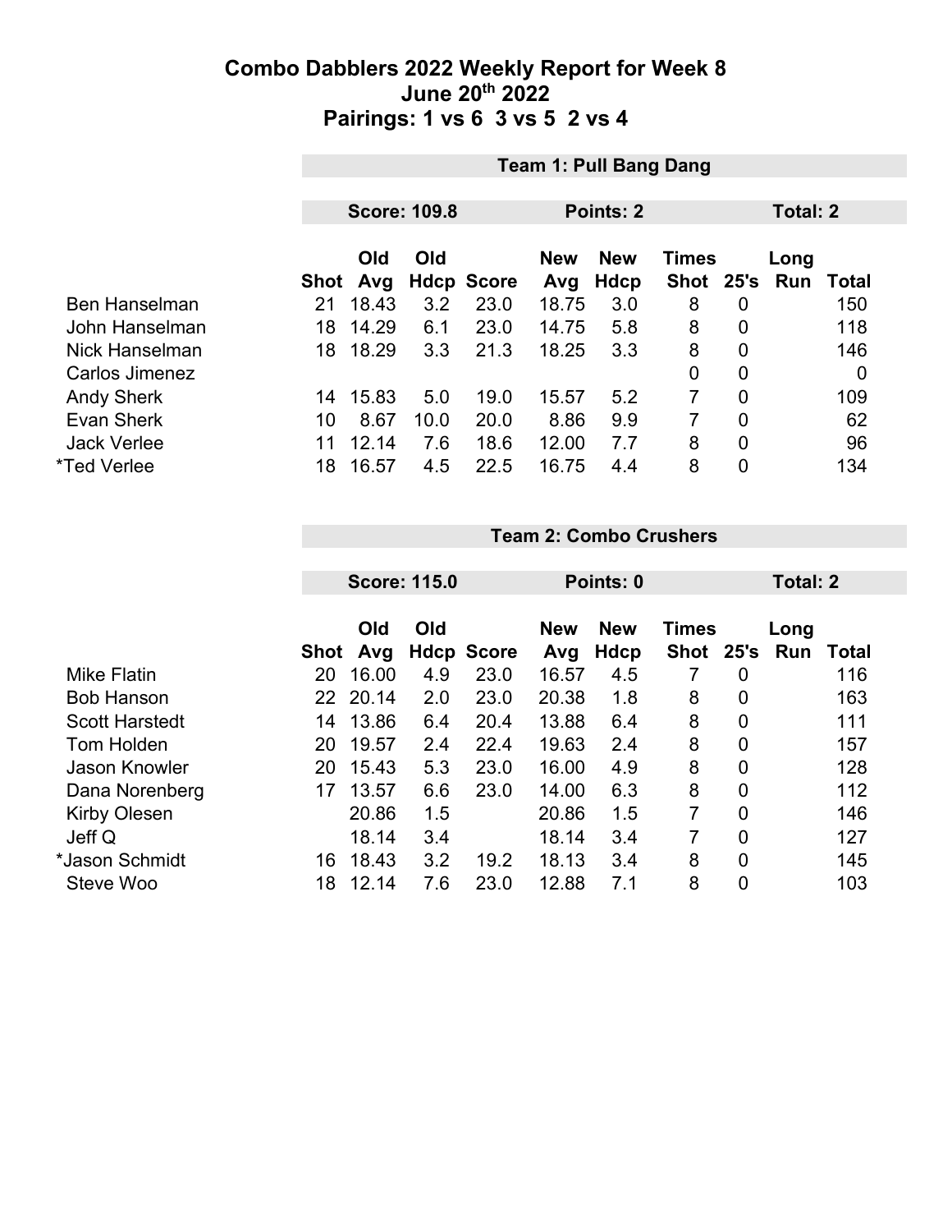# Combo Dabblers 2022 Weekly Report for Week 8
## June 20th 2022
## Pairings: 1 vs 6 3 vs 5 2 vs 4

**Team 1: Pull Bang Dang**

**Score: 109.8** | **Points: 2** | **Total: 2**

| | Shot | Old Avg | Old Hdcp | Score | New Avg | New Hdcp | Times Shot | 25's | Long Run | Total |
|---|---|---|---|---|---|---|---|---|---|---|
| Ben Hanselman | 21 | 18.43 | 3.2 | 23.0 | 18.75 | 3.0 | 8 | 0 | | 150 |
| John Hanselman | 18 | 14.29 | 6.1 | 23.0 | 14.75 | 5.8 | 8 | 0 | | 118 |
| Nick Hanselman | 18 | 18.29 | 3.3 | 21.3 | 18.25 | 3.3 | 8 | 0 | | 146 |
| Carlos Jimenez | | | | | | | 0 | 0 | | 0 |
| Andy Sherk | 14 | 15.83 | 5.0 | 19.0 | 15.57 | 5.2 | 7 | 0 | | 109 |
| Evan Sherk | 10 | 8.67 | 10.0 | 20.0 | 8.86 | 9.9 | 7 | 0 | | 62 |
| Jack Verlee | 11 | 12.14 | 7.6 | 18.6 | 12.00 | 7.7 | 8 | 0 | | 96 |
| *Ted Verlee | 18 | 16.57 | 4.5 | 22.5 | 16.75 | 4.4 | 8 | 0 | | 134 |

**Team 2: Combo Crushers**

**Score: 115.0** | **Points: 0** | **Total: 2**

| | Shot | Old Avg | Old Hdcp | Score | New Avg | New Hdcp | Times Shot | 25's | Long Run | Total |
|---|---|---|---|---|---|---|---|---|---|---|
| Mike Flatin | 20 | 16.00 | 4.9 | 23.0 | 16.57 | 4.5 | 7 | 0 | | 116 |
| Bob Hanson | 22 | 20.14 | 2.0 | 23.0 | 20.38 | 1.8 | 8 | 0 | | 163 |
| Scott Harstedt | 14 | 13.86 | 6.4 | 20.4 | 13.88 | 6.4 | 8 | 0 | | 111 |
| Tom Holden | 20 | 19.57 | 2.4 | 22.4 | 19.63 | 2.4 | 8 | 0 | | 157 |
| Jason Knowler | 20 | 15.43 | 5.3 | 23.0 | 16.00 | 4.9 | 8 | 0 | | 128 |
| Dana Norenberg | 17 | 13.57 | 6.6 | 23.0 | 14.00 | 6.3 | 8 | 0 | | 112 |
| Kirby Olesen | | 20.86 | 1.5 | | 20.86 | 1.5 | 7 | 0 | | 146 |
| Jeff Q | | 18.14 | 3.4 | | 18.14 | 3.4 | 7 | 0 | | 127 |
| *Jason Schmidt | 16 | 18.43 | 3.2 | 19.2 | 18.13 | 3.4 | 8 | 0 | | 145 |
| Steve Woo | 18 | 12.14 | 7.6 | 23.0 | 12.88 | 7.1 | 8 | 0 | | 103 |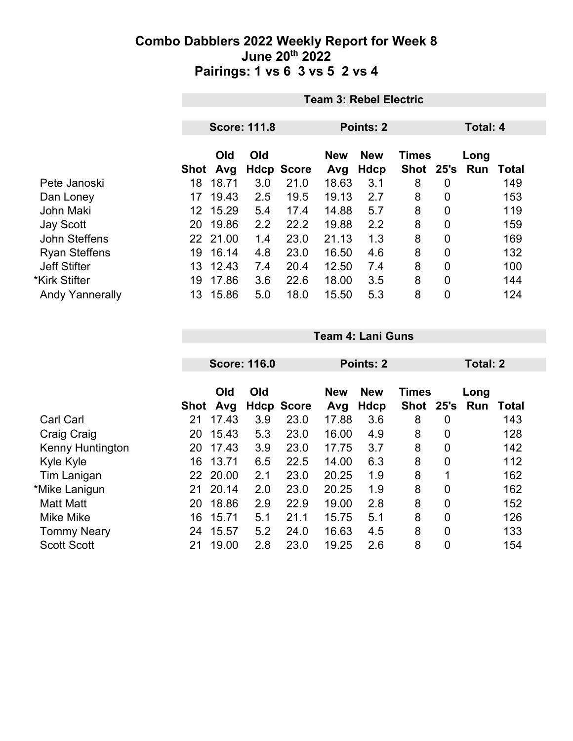# Combo Dabblers 2022 Weekly Report for Week 8

## June 20th 2022

## Pairings: 1 vs 6 3 vs 5 2 vs 4

### Team 3: Rebel Electric

**Score: 111.8** | **Points: 2** | **Total: 4**

| | Shot | Old Avg | Old Hdcp | Score | New Avg | New Hdcp | Times Shot | 25's | Long Run | Total |
|---|---|---|---|---|---|---|---|---|---|---|
| Pete Janoski | 18 | 18.71 | 3.0 | 21.0 | 18.63 | 3.1 | 8 | 0 | | 149 |
| Dan Loney | 17 | 19.43 | 2.5 | 19.5 | 19.13 | 2.7 | 8 | 0 | | 153 |
| John Maki | 12 | 15.29 | 5.4 | 17.4 | 14.88 | 5.7 | 8 | 0 | | 119 |
| Jay Scott | 20 | 19.86 | 2.2 | 22.2 | 19.88 | 2.2 | 8 | 0 | | 159 |
| John Steffens | 22 | 21.00 | 1.4 | 23.0 | 21.13 | 1.3 | 8 | 0 | | 169 |
| Ryan Steffens | 19 | 16.14 | 4.8 | 23.0 | 16.50 | 4.6 | 8 | 0 | | 132 |
| Jeff Stifter | 13 | 12.43 | 7.4 | 20.4 | 12.50 | 7.4 | 8 | 0 | | 100 |
| *Kirk Stifter | 19 | 17.86 | 3.6 | 22.6 | 18.00 | 3.5 | 8 | 0 | | 144 |
| Andy Yannerally | 13 | 15.86 | 5.0 | 18.0 | 15.50 | 5.3 | 8 | 0 | | 124 |

### Team 4: Lani Guns

**Score: 116.0** | **Points: 2** | **Total: 2**

| | Shot | Old Avg | Old Hdcp | Score | New Avg | New Hdcp | Times Shot | 25's | Long Run | Total |
|---|---|---|---|---|---|---|---|---|---|---|
| Carl Carl | 21 | 17.43 | 3.9 | 23.0 | 17.88 | 3.6 | 8 | 0 | | 143 |
| Craig Craig | 20 | 15.43 | 5.3 | 23.0 | 16.00 | 4.9 | 8 | 0 | | 128 |
| Kenny Huntington | 20 | 17.43 | 3.9 | 23.0 | 17.75 | 3.7 | 8 | 0 | | 142 |
| Kyle Kyle | 16 | 13.71 | 6.5 | 22.5 | 14.00 | 6.3 | 8 | 0 | | 112 |
| Tim Lanigan | 22 | 20.00 | 2.1 | 23.0 | 20.25 | 1.9 | 8 | 1 | | 162 |
| *Mike Lanigun | 21 | 20.14 | 2.0 | 23.0 | 20.25 | 1.9 | 8 | 0 | | 162 |
| Matt Matt | 20 | 18.86 | 2.9 | 22.9 | 19.00 | 2.8 | 8 | 0 | | 152 |
| Mike Mike | 16 | 15.71 | 5.1 | 21.1 | 15.75 | 5.1 | 8 | 0 | | 126 |
| Tommy Neary | 24 | 15.57 | 5.2 | 24.0 | 16.63 | 4.5 | 8 | 0 | | 133 |
| Scott Scott | 21 | 19.00 | 2.8 | 23.0 | 19.25 | 2.6 | 8 | 0 | | 154 |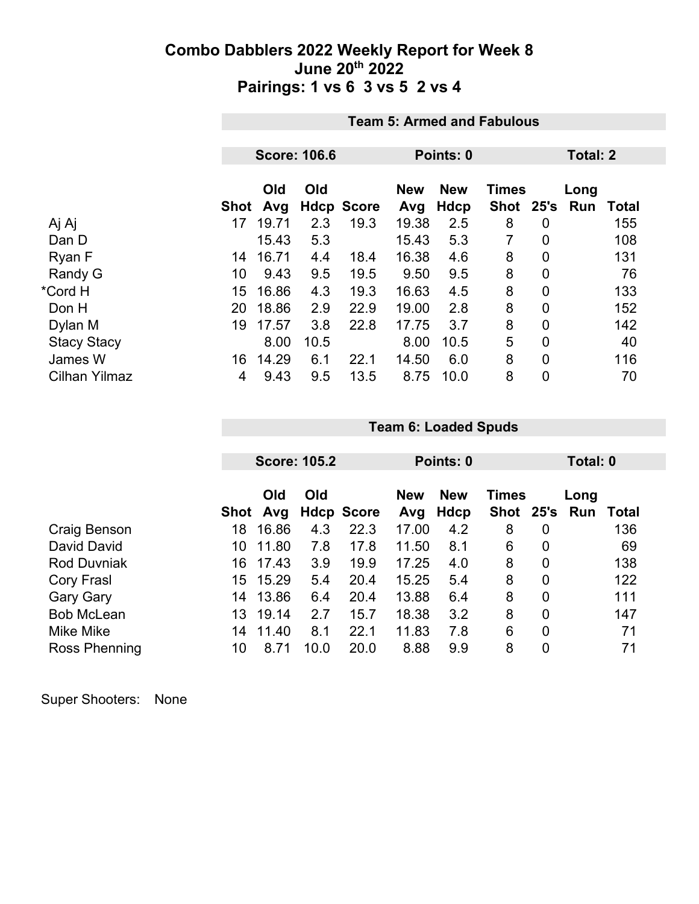# Combo Dabblers 2022 Weekly Report for Week 8
## June 20th 2022
## Pairings: 1 vs 6  3 vs 5  2 vs 4

| | Team 5: Armed and Fabulous | | | | | | | | | |
|---|---|---|---|---|---|---|---|---|---|---|
| | Score: 106.6 | | | | Points: 0 | | | Total: 2 | | |
| | Shot | Old Avg | Old Hdcp | Score | New Avg | New Hdcp | Times Shot | 25's | Long Run | Total |
| Aj Aj | 17 | 19.71 | 2.3 | 19.3 | 19.38 | 2.5 | 8 | 0 | | 155 |
| Dan D | | 15.43 | 5.3 | | 15.43 | 5.3 | 7 | 0 | | 108 |
| Ryan F | 14 | 16.71 | 4.4 | 18.4 | 16.38 | 4.6 | 8 | 0 | | 131 |
| Randy G | 10 | 9.43 | 9.5 | 19.5 | 9.50 | 9.5 | 8 | 0 | | 76 |
| *Cord H | 15 | 16.86 | 4.3 | 19.3 | 16.63 | 4.5 | 8 | 0 | | 133 |
| Don H | 20 | 18.86 | 2.9 | 22.9 | 19.00 | 2.8 | 8 | 0 | | 152 |
| Dylan M | 19 | 17.57 | 3.8 | 22.8 | 17.75 | 3.7 | 8 | 0 | | 142 |
| Stacy Stacy | | 8.00 | 10.5 | | 8.00 | 10.5 | 5 | 0 | | 40 |
| James W | 16 | 14.29 | 6.1 | 22.1 | 14.50 | 6.0 | 8 | 0 | | 116 |
| Cilhan Yilmaz | 4 | 9.43 | 9.5 | 13.5 | 8.75 | 10.0 | 8 | 0 | | 70 |

| | Team 6: Loaded Spuds | | | | | | | | | |
|---|---|---|---|---|---|---|---|---|---|---|
| | Score: 105.2 | | | | Points: 0 | | | Total: 0 | | |
| | Shot | Old Avg | Old Hdcp | Score | New Avg | New Hdcp | Times Shot | 25's | Long Run | Total |
| Craig Benson | 18 | 16.86 | 4.3 | 22.3 | 17.00 | 4.2 | 8 | 0 | | 136 |
| David David | 10 | 11.80 | 7.8 | 17.8 | 11.50 | 8.1 | 6 | 0 | | 69 |
| Rod Duvniak | 16 | 17.43 | 3.9 | 19.9 | 17.25 | 4.0 | 8 | 0 | | 138 |
| Cory Frasl | 15 | 15.29 | 5.4 | 20.4 | 15.25 | 5.4 | 8 | 0 | | 122 |
| Gary Gary | 14 | 13.86 | 6.4 | 20.4 | 13.88 | 6.4 | 8 | 0 | | 111 |
| Bob McLean | 13 | 19.14 | 2.7 | 15.7 | 18.38 | 3.2 | 8 | 0 | | 147 |
| Mike Mike | 14 | 11.40 | 8.1 | 22.1 | 11.83 | 7.8 | 6 | 0 | | 71 |
| Ross Phenning | 10 | 8.71 | 10.0 | 20.0 | 8.88 | 9.9 | 8 | 0 | | 71 |

Super Shooters: None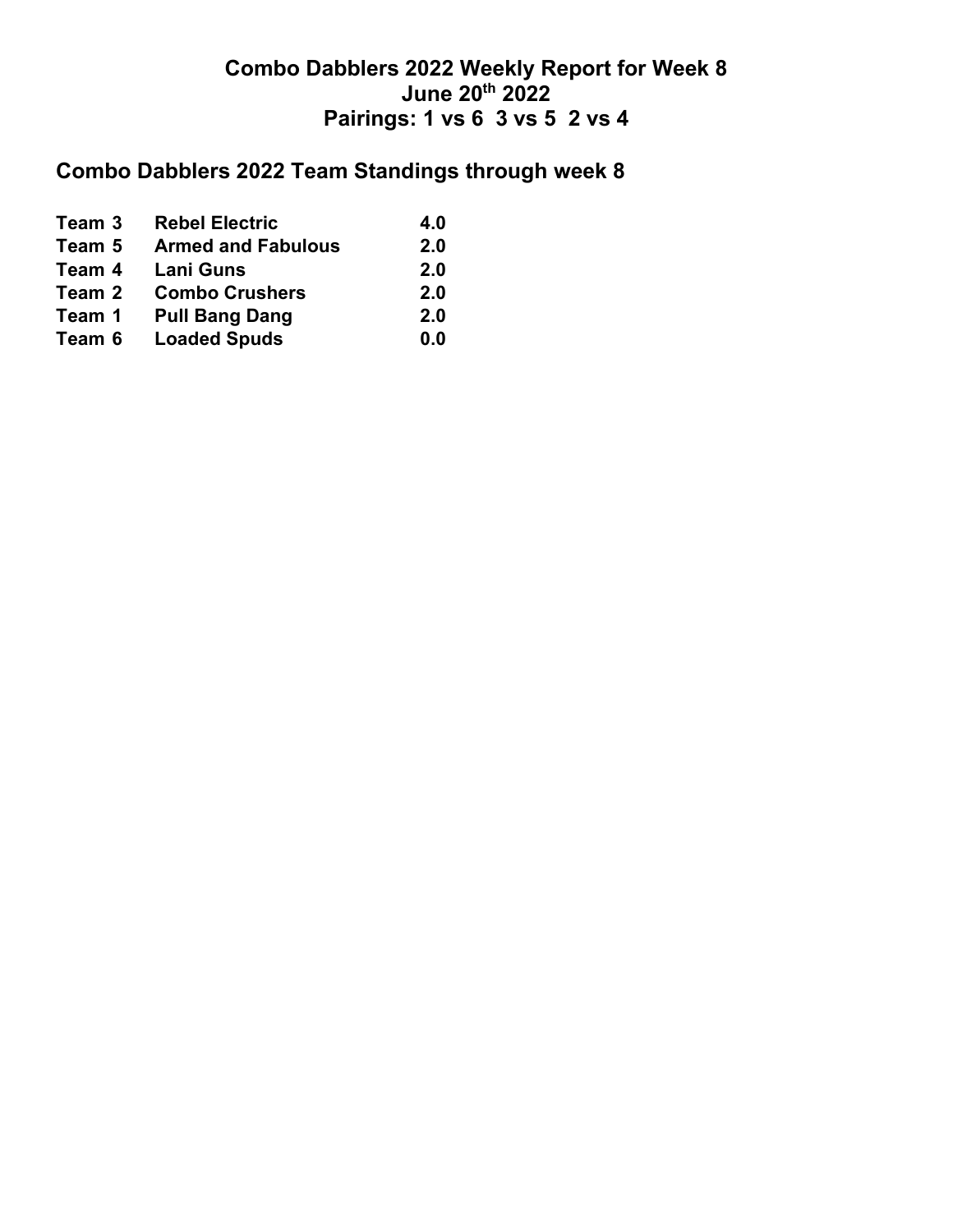# Combo Dabblers 2022 Weekly Report for Week 8
# June 20th 2022
# Pairings: 1 vs 6  3 vs 5  2 vs 4

## Combo Dabblers 2022 Team Standings through week 8

| | | |
|---|---|---|
| **Team 3** | **Rebel Electric** | **4.0** |
| **Team 5** | **Armed and Fabulous** | **2.0** |
| **Team 4** | **Lani Guns** | **2.0** |
| **Team 2** | **Combo Crushers** | **2.0** |
| **Team 1** | **Pull Bang Dang** | **2.0** |
| **Team 6** | **Loaded Spuds** | **0.0** |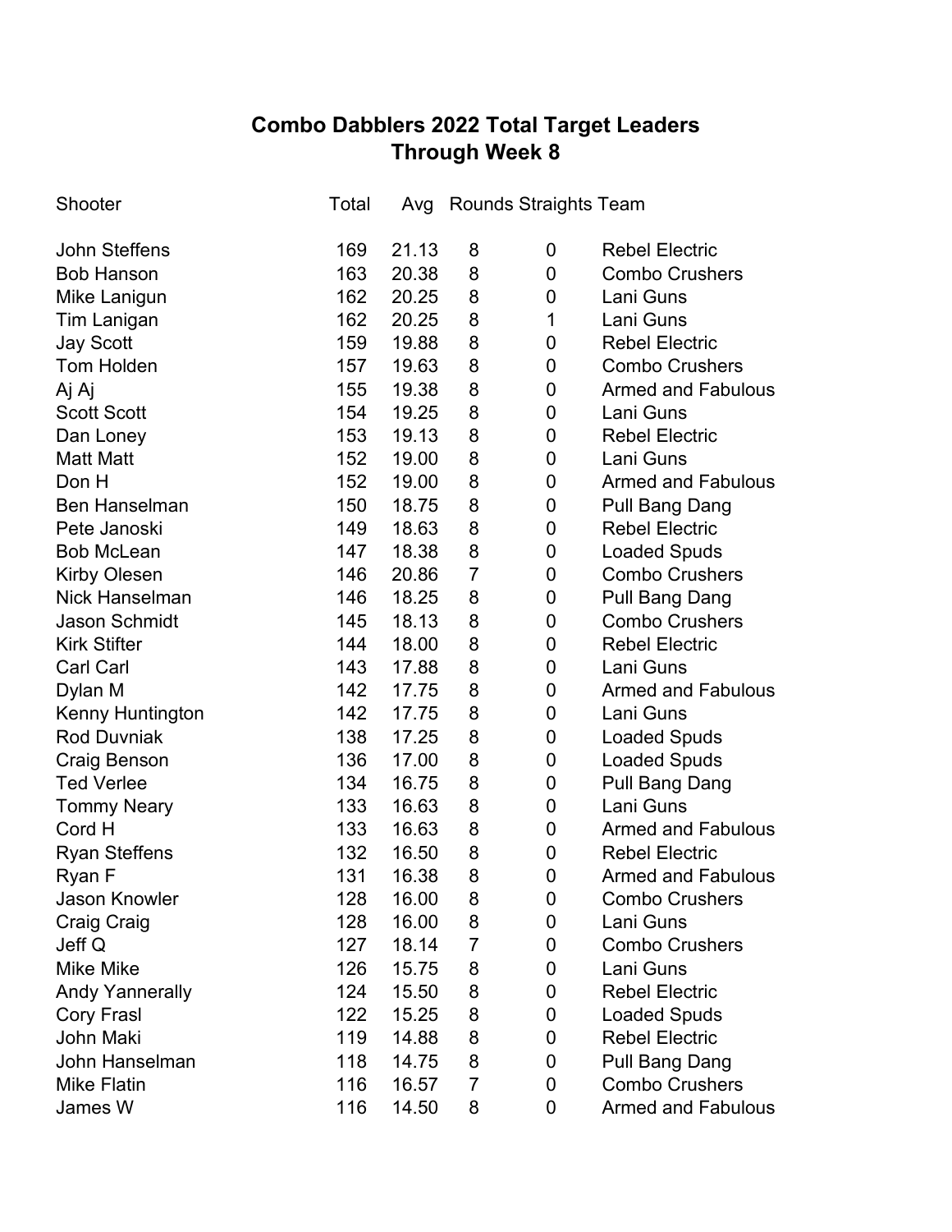# Combo Dabblers 2022 Total Target Leaders
## Through Week 8

| Shooter | Total | Avg | Rounds | Straights | Team |
|---|---|---|---|---|---|
| John Steffens | 169 | 21.13 | 8 | 0 | Rebel Electric |
| Bob Hanson | 163 | 20.38 | 8 | 0 | Combo Crushers |
| Mike Lanigun | 162 | 20.25 | 8 | 0 | Lani Guns |
| Tim Lanigan | 162 | 20.25 | 8 | 1 | Lani Guns |
| Jay Scott | 159 | 19.88 | 8 | 0 | Rebel Electric |
| Tom Holden | 157 | 19.63 | 8 | 0 | Combo Crushers |
| Aj Aj | 155 | 19.38 | 8 | 0 | Armed and Fabulous |
| Scott Scott | 154 | 19.25 | 8 | 0 | Lani Guns |
| Dan Loney | 153 | 19.13 | 8 | 0 | Rebel Electric |
| Matt Matt | 152 | 19.00 | 8 | 0 | Lani Guns |
| Don H | 152 | 19.00 | 8 | 0 | Armed and Fabulous |
| Ben Hanselman | 150 | 18.75 | 8 | 0 | Pull Bang Dang |
| Pete Janoski | 149 | 18.63 | 8 | 0 | Rebel Electric |
| Bob McLean | 147 | 18.38 | 8 | 0 | Loaded Spuds |
| Kirby Olesen | 146 | 20.86 | 7 | 0 | Combo Crushers |
| Nick Hanselman | 146 | 18.25 | 8 | 0 | Pull Bang Dang |
| Jason Schmidt | 145 | 18.13 | 8 | 0 | Combo Crushers |
| Kirk Stifter | 144 | 18.00 | 8 | 0 | Rebel Electric |
| Carl Carl | 143 | 17.88 | 8 | 0 | Lani Guns |
| Dylan M | 142 | 17.75 | 8 | 0 | Armed and Fabulous |
| Kenny Huntington | 142 | 17.75 | 8 | 0 | Lani Guns |
| Rod Duvniak | 138 | 17.25 | 8 | 0 | Loaded Spuds |
| Craig Benson | 136 | 17.00 | 8 | 0 | Loaded Spuds |
| Ted Verlee | 134 | 16.75 | 8 | 0 | Pull Bang Dang |
| Tommy Neary | 133 | 16.63 | 8 | 0 | Lani Guns |
| Cord H | 133 | 16.63 | 8 | 0 | Armed and Fabulous |
| Ryan Steffens | 132 | 16.50 | 8 | 0 | Rebel Electric |
| Ryan F | 131 | 16.38 | 8 | 0 | Armed and Fabulous |
| Jason Knowler | 128 | 16.00 | 8 | 0 | Combo Crushers |
| Craig Craig | 128 | 16.00 | 8 | 0 | Lani Guns |
| Jeff Q | 127 | 18.14 | 7 | 0 | Combo Crushers |
| Mike Mike | 126 | 15.75 | 8 | 0 | Lani Guns |
| Andy Yannerally | 124 | 15.50 | 8 | 0 | Rebel Electric |
| Cory Frasl | 122 | 15.25 | 8 | 0 | Loaded Spuds |
| John Maki | 119 | 14.88 | 8 | 0 | Rebel Electric |
| John Hanselman | 118 | 14.75 | 8 | 0 | Pull Bang Dang |
| Mike Flatin | 116 | 16.57 | 7 | 0 | Combo Crushers |
| James W | 116 | 14.50 | 8 | 0 | Armed and Fabulous |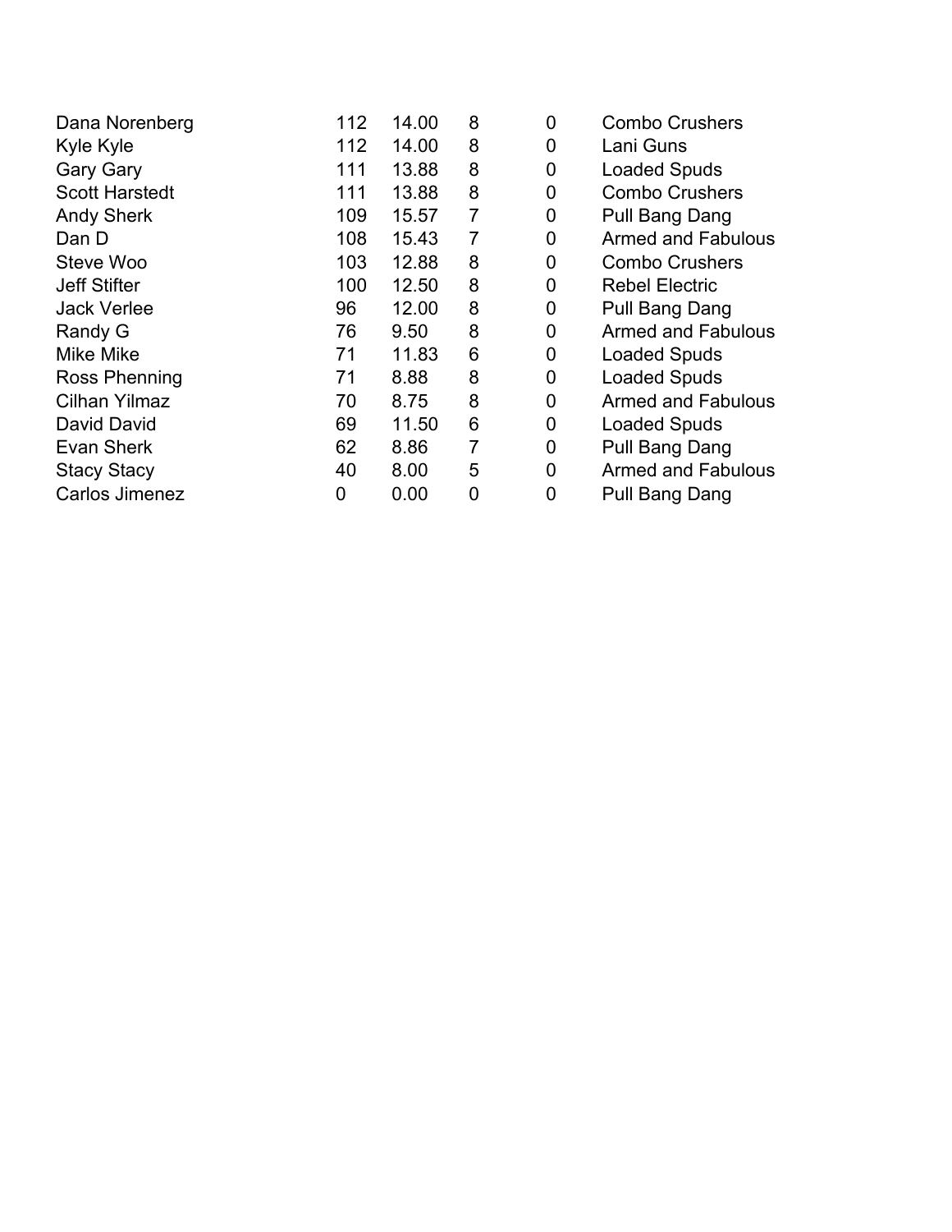| | | | | | |
|---|---|---|---|---|---|
| Dana Norenberg | 112 | 14.00 | 8 | 0 | Combo Crushers |
| Kyle Kyle | 112 | 14.00 | 8 | 0 | Lani Guns |
| Gary Gary | 111 | 13.88 | 8 | 0 | Loaded Spuds |
| Scott Harstedt | 111 | 13.88 | 8 | 0 | Combo Crushers |
| Andy Sherk | 109 | 15.57 | 7 | 0 | Pull Bang Dang |
| Dan D | 108 | 15.43 | 7 | 0 | Armed and Fabulous |
| Steve Woo | 103 | 12.88 | 8 | 0 | Combo Crushers |
| Jeff Stifter | 100 | 12.50 | 8 | 0 | Rebel Electric |
| Jack Verlee | 96 | 12.00 | 8 | 0 | Pull Bang Dang |
| Randy G | 76 | 9.50 | 8 | 0 | Armed and Fabulous |
| Mike Mike | 71 | 11.83 | 6 | 0 | Loaded Spuds |
| Ross Phenning | 71 | 8.88 | 8 | 0 | Loaded Spuds |
| Cilhan Yilmaz | 70 | 8.75 | 8 | 0 | Armed and Fabulous |
| David David | 69 | 11.50 | 6 | 0 | Loaded Spuds |
| Evan Sherk | 62 | 8.86 | 7 | 0 | Pull Bang Dang |
| Stacy Stacy | 40 | 8.00 | 5 | 0 | Armed and Fabulous |
| Carlos Jimenez | 0 | 0.00 | 0 | 0 | Pull Bang Dang |